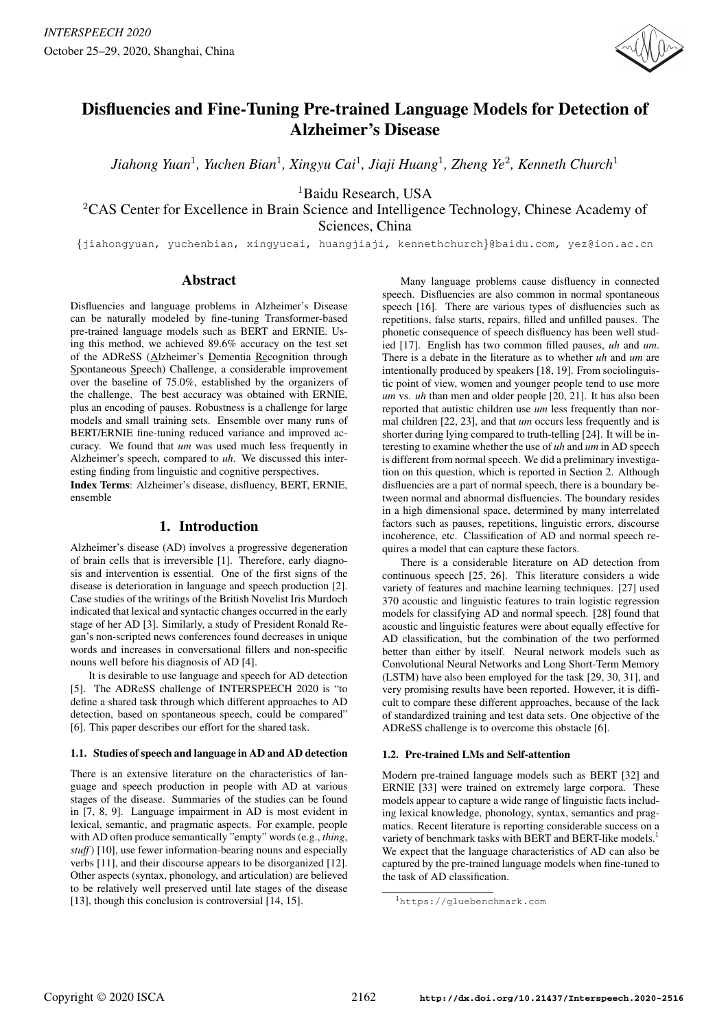# Disfluencies and Fine-Tuning Pre-trained Language Models for Detection of Alzheimer's Disease

*Jiahong Yuan*[1], *Yuchen Bian*[1], *Xingyu Cai*[1], *Jiaji Huang*[1], *Zheng Ye*[2], *Kenneth Church*[1]

[1]Baidu Research, USA

[2]CAS Center for Excellence in Brain Science and Intelligence Technology, Chinese Academy of Sciences, China

{jiahongyuan, yuchenbian, xingyucai, huangjiaji, kennethchurch}@baidu.com, yez@ion.ac.cn

## Abstract

Disfluencies and language problems in Alzheimer's Disease can be naturally modeled by fine-tuning Transformer-based pre-trained language models such as BERT and ERNIE. Using this method, we achieved 89.6% accuracy on the test set of the ADReSS (Alzheimer's Dementia Recognition through Spontaneous Speech) Challenge, a considerable improvement over the baseline of 75.0%, established by the organizers of the challenge. The best accuracy was obtained with ERNIE, plus an encoding of pauses. Robustness is a challenge for large models and small training sets. Ensemble over many runs of BERT/ERNIE fine-tuning reduced variance and improved accuracy. We found that *um* was used much less frequently in Alzheimer's speech, compared to *uh*. We discussed this interesting finding from linguistic and cognitive perspectives.

**Index Terms**: Alzheimer's disease, disfluency, BERT, ERNIE, ensemble

## 1. Introduction

Alzheimer's disease (AD) involves a progressive degeneration of brain cells that is irreversible [1]. Therefore, early diagnosis and intervention is essential. One of the first signs of the disease is deterioration in language and speech production [2]. Case studies of the writings of the British Novelist Iris Murdoch indicated that lexical and syntactic changes occurred in the early stage of her AD [3]. Similarly, a study of President Ronald Regan's non-scripted news conferences found decreases in unique words and increases in conversational fillers and non-specific nouns well before his diagnosis of AD [4].

It is desirable to use language and speech for AD detection [5]. The ADReSS challenge of INTERSPEECH 2020 is "to define a shared task through which different approaches to AD detection, based on spontaneous speech, could be compared" [6]. This paper describes our effort for the shared task.

### 1.1. Studies of speech and language in AD and AD detection

There is an extensive literature on the characteristics of language and speech production in people with AD at various stages of the disease. Summaries of the studies can be found in [7, 8, 9]. Language impairment in AD is most evident in lexical, semantic, and pragmatic aspects. For example, people with AD often produce semantically "empty" words (e.g., *thing*, *stuff*) [10], use fewer information-bearing nouns and especially verbs [11], and their discourse appears to be disorganized [12]. Other aspects (syntax, phonology, and articulation) are believed to be relatively well preserved until late stages of the disease [13], though this conclusion is controversial [14, 15].

Many language problems cause disfluency in connected speech. Disfluencies are also common in normal spontaneous speech [16]. There are various types of disfluencies such as repetitions, false starts, repairs, filled and unfilled pauses. The phonetic consequence of speech disfluency has been well studied [17]. English has two common filled pauses, *uh* and *um*. There is a debate in the literature as to whether *uh* and *um* are intentionally produced by speakers [18, 19]. From sociolinguistic point of view, women and younger people tend to use more *um* vs. *uh* than men and older people [20, 21]. It has also been reported that autistic children use *um* less frequently than normal children [22, 23], and that *um* occurs less frequently and is shorter during lying compared to truth-telling [24]. It will be interesting to examine whether the use of *uh* and *um* in AD speech is different from normal speech. We did a preliminary investigation on this question, which is reported in Section 2. Although disfluencies are a part of normal speech, there is a boundary between normal and abnormal disfluencies. The boundary resides in a high dimensional space, determined by many interrelated factors such as pauses, repetitions, linguistic errors, discourse incoherence, etc. Classification of AD and normal speech requires a model that can capture these factors.

There is a considerable literature on AD detection from continuous speech [25, 26]. This literature considers a wide variety of features and machine learning techniques. [27] used 370 acoustic and linguistic features to train logistic regression models for classifying AD and normal speech. [28] found that acoustic and linguistic features were about equally effective for AD classification, but the combination of the two performed better than either by itself. Neural network models such as Convolutional Neural Networks and Long Short-Term Memory (LSTM) have also been employed for the task [29, 30, 31], and very promising results have been reported. However, it is difficult to compare these different approaches, because of the lack of standardized training and test data sets. One objective of the ADReSS challenge is to overcome this obstacle [6].

### 1.2. Pre-trained LMs and Self-attention

Modern pre-trained language models such as BERT [32] and ERNIE [33] were trained on extremely large corpora. These models appear to capture a wide range of linguistic facts including lexical knowledge, phonology, syntax, semantics and pragmatics. Recent literature is reporting considerable success on a variety of benchmark tasks with BERT and BERT-like models.[1] We expect that the language characteristics of AD can also be captured by the pre-trained language models when fine-tuned to the task of AD classification.

[1]https://gluebenchmark.com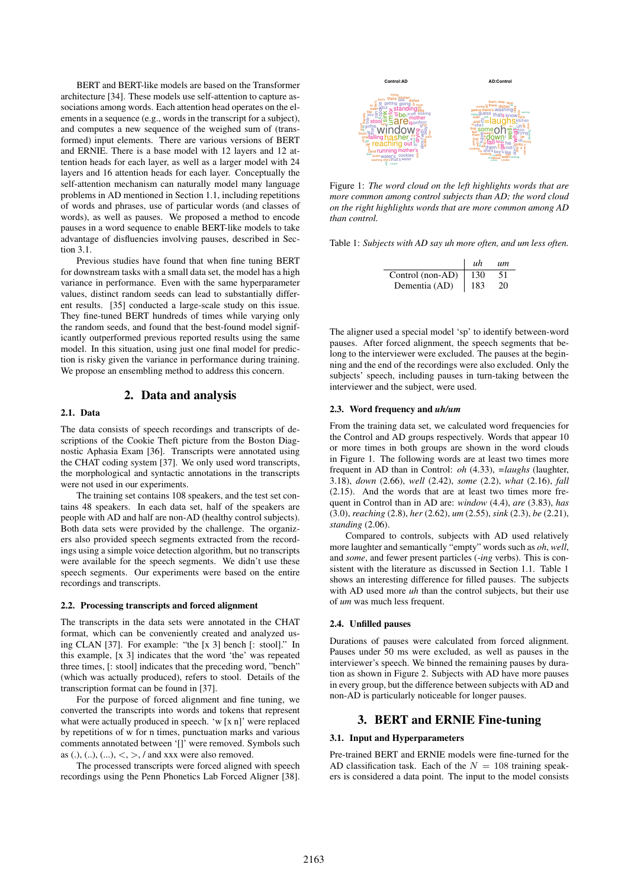BERT and BERT-like models are based on the Transformer architecture [34]. These models use self-attention to capture associations among words. Each attention head operates on the elements in a sequence (e.g., words in the transcript for a subject), and computes a new sequence of the weighed sum of (transformed) input elements. There are various versions of BERT and ERNIE. There is a base model with 12 layers and 12 attention heads for each layer, as well as a larger model with 24 layers and 16 attention heads for each layer. Conceptually the self-attention mechanism can naturally model many language problems in AD mentioned in Section 1.1, including repetitions of words and phrases, use of particular words (and classes of words), as well as pauses. We proposed a method to encode pauses in a word sequence to enable BERT-like models to take advantage of disfluencies involving pauses, described in Section 3.1.

Previous studies have found that when fine tuning BERT for downstream tasks with a small data set, the model has a high variance in performance. Even with the same hyperparameter values, distinct random seeds can lead to substantially different results. [35] conducted a large-scale study on this issue. They fine-tuned BERT hundreds of times while varying only the random seeds, and found that the best-found model significantly outperformed previous reported results using the same model. In this situation, using just one final model for prediction is risky given the variance in performance during training. We propose an ensembling method to address this concern.

## 2. Data and analysis

### 2.1. Data

The data consists of speech recordings and transcripts of descriptions of the Cookie Theft picture from the Boston Diagnostic Aphasia Exam [36]. Transcripts were annotated using the CHAT coding system [37]. We only used word transcripts, the morphological and syntactic annotations in the transcripts were not used in our experiments.

The training set contains 108 speakers, and the test set contains 48 speakers. In each data set, half of the speakers are people with AD and half are non-AD (healthy control subjects). Both data sets were provided by the challenge. The organizers also provided speech segments extracted from the recordings using a simple voice detection algorithm, but no transcripts were available for the speech segments. We didn't use these speech segments. Our experiments were based on the entire recordings and transcripts.

### 2.2. Processing transcripts and forced alignment

The transcripts in the data sets were annotated in the CHAT format, which can be conveniently created and analyzed using CLAN [37]. For example: "the [x 3] bench [: stool]." In this example, [x 3] indicates that the word 'the' was repeated three times, [: stool] indicates that the preceding word, "bench" (which was actually produced), refers to stool. Details of the transcription format can be found in [37].

For the purpose of forced alignment and fine tuning, we converted the transcripts into words and tokens that represent what were actually produced in speech. 'w [x n]' were replaced by repetitions of w for n times, punctuation marks and various comments annotated between '[]' were removed. Symbols such as (.), (..), (...), <, >, / and xxx were also removed.

The processed transcripts were forced aligned with speech recordings using the Penn Phonetics Lab Forced Aligner [38].

Figure 1: *The word cloud on the left highlights words that are more common among control subjects than AD; the word cloud on the right highlights words that are more common among AD than control.*

Table 1: *Subjects with AD say uh more often, and um less often.*

| | *uh* | *um* |
|---|---|---|
| Control (non-AD) | 130 | 51 |
| Dementia (AD) | 183 | 20 |

The aligner used a special model 'sp' to identify between-word pauses. After forced alignment, the speech segments that belong to the interviewer were excluded. The pauses at the beginning and the end of the recordings were also excluded. Only the subjects' speech, including pauses in turn-taking between the interviewer and the subject, were used.

### 2.3. Word frequency and *uh/um*

From the training data set, we calculated word frequencies for the Control and AD groups respectively. Words that appear 10 or more times in both groups are shown in the word clouds in Figure 1. The following words are at least two times more frequent in AD than in Control: *oh* (4.33), *=laughs* (laughter, 3.18), *down* (2.66), *well* (2.42), *some* (2.2), *what* (2.16), *fall* (2.15). And the words that are at least two times more frequent in Control than in AD are: *window* (4.4), *are* (3.83), *has* (3.0), *reaching* (2.8), *her* (2.62), *um* (2.55), *sink* (2.3), *be* (2.21), *standing* (2.06).

Compared to controls, subjects with AD used relatively more laughter and semantically "empty" words such as *oh*, *well*, and *some*, and fewer present particles (*-ing* verbs). This is consistent with the literature as discussed in Section 1.1. Table 1 shows an interesting difference for filled pauses. The subjects with AD used more *uh* than the control subjects, but their use of *um* was much less frequent.

### 2.4. Unfilled pauses

Durations of pauses were calculated from forced alignment. Pauses under 50 ms were excluded, as well as pauses in the interviewer's speech. We binned the remaining pauses by duration as shown in Figure 2. Subjects with AD have more pauses in every group, but the difference between subjects with AD and non-AD is particularly noticeable for longer pauses.

## 3. BERT and ERNIE Fine-tuning

### 3.1. Input and Hyperparameters

Pre-trained BERT and ERNIE models were fine-turned for the AD classification task. Each of the $N = 108$ training speakers is considered a data point. The input to the model consists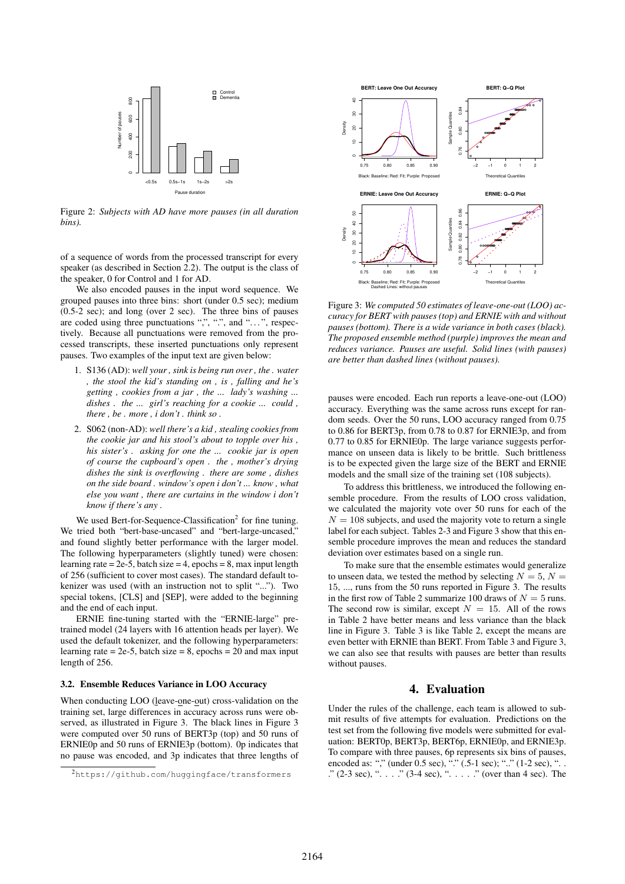Figure 2: *Subjects with AD have more pauses (in all duration bins).*

of a sequence of words from the processed transcript for every speaker (as described in Section 2.2). The output is the class of the speaker, 0 for Control and 1 for AD.

We also encoded pauses in the input word sequence. We grouped pauses into three bins: short (under 0.5 sec); medium (0.5-2 sec); and long (over 2 sec). The three bins of pauses are coded using three punctuations ",", ".", and "...", respectively. Because all punctuations were removed from the processed transcripts, these inserted punctuations only represent pauses. Two examples of the input text are given below:

1. S136 (AD): *well your , sink is being run over , the . water , the stool the kid's standing on , is , falling and he's getting , cookies from a jar , the ... lady's washing ... dishes . the ... girl's reaching for a cookie ... could , there , be . more , i don't . think so .*
2. S062 (non-AD): *well there's a kid , stealing cookies from the cookie jar and his stool's about to topple over his , his sister's . asking for one the ... cookie jar is open of course the cupboard's open . the , mother's drying dishes the sink is overflowing . there are some , dishes on the side board . window's open i don't ... know , what else you want , there are curtains in the window i don't know if there's any .*

We used Bert-for-Sequence-Classification[2] for fine tuning. We tried both "bert-base-uncased" and "bert-large-uncased," and found slightly better performance with the larger model. The following hyperparameters (slightly tuned) were chosen: learning rate = 2e-5, batch size = 4, epochs = 8, max input length of 256 (sufficient to cover most cases). The standard default tokenizer was used (with an instruction not to split "..."). Two special tokens, [CLS] and [SEP], were added to the beginning and the end of each input.

ERNIE fine-tuning started with the "ERNIE-large" pretrained model (24 layers with 16 attention heads per layer). We used the default tokenizer, and the following hyperparameters: learning rate = 2e-5, batch size = 8, epochs = 20 and max input length of 256.

### 3.2. Ensemble Reduces Variance in LOO Accuracy

When conducting LOO (leave-one-out) cross-validation on the training set, large differences in accuracy across runs were observed, as illustrated in Figure 3. The black lines in Figure 3 were computed over 50 runs of BERT3p (top) and 50 runs of ERNIE0p and 50 runs of ERNIE3p (bottom). 0p indicates that no pause was encoded, and 3p indicates that three lengths of pauses were encoded. Each run reports a leave-one-out (LOO) accuracy. Everything was the same across runs except for random seeds. Over the 50 runs, LOO accuracy ranged from 0.75 to 0.86 for BERT3p, from 0.78 to 0.87 for ERNIE3p, and from 0.77 to 0.85 for ERNIE0p. The large variance suggests performance on unseen data is likely to be brittle. Such brittleness is to be expected given the large size of the BERT and ERNIE models and the small size of the training set (108 subjects).

[2] https://github.com/huggingface/transformers

Figure 3: *We computed 50 estimates of leave-one-out (LOO) accuracy for BERT with pauses (top) and ERNIE with and without pauses (bottom). There is a wide variance in both cases (black). The proposed ensemble method (purple) improves the mean and reduces variance. Pauses are useful. Solid lines (with pauses) are better than dashed lines (without pauses).*

To address this brittleness, we introduced the following ensemble procedure. From the results of LOO cross validation, we calculated the majority vote over 50 runs for each of the $N = 108$ subjects, and used the majority vote to return a single label for each subject. Tables 2-3 and Figure 3 show that this ensemble procedure improves the mean and reduces the standard deviation over estimates based on a single run.

To make sure that the ensemble estimates would generalize to unseen data, we tested the method by selecting $N = 5$, $N = 15$, ..., runs from the 50 runs reported in Figure 3. The results in the first row of Table 2 summarize 100 draws of $N = 5$ runs. The second row is similar, except $N = 15$. All of the rows in Table 2 have better means and less variance than the black line in Figure 3. Table 3 is like Table 2, except the means are even better with ERNIE than BERT. From Table 3 and Figure 3, we can also see that results with pauses are better than results without pauses.

## 4. Evaluation

Under the rules of the challenge, each team is allowed to submit results of five attempts for evaluation. Predictions on the test set from the following five models were submitted for evaluation: BERT0p, BERT3p, BERT6p, ERNIE0p, and ERNIE3p. To compare with three pauses, 6p represents six bins of pauses, encoded as: "," (under 0.5 sec), "." (.5-1 sec), ".." (1-2 sec), ". . ." (2-3 sec), ". . . ." (3-4 sec), ". . . . ." (over than 4 sec). The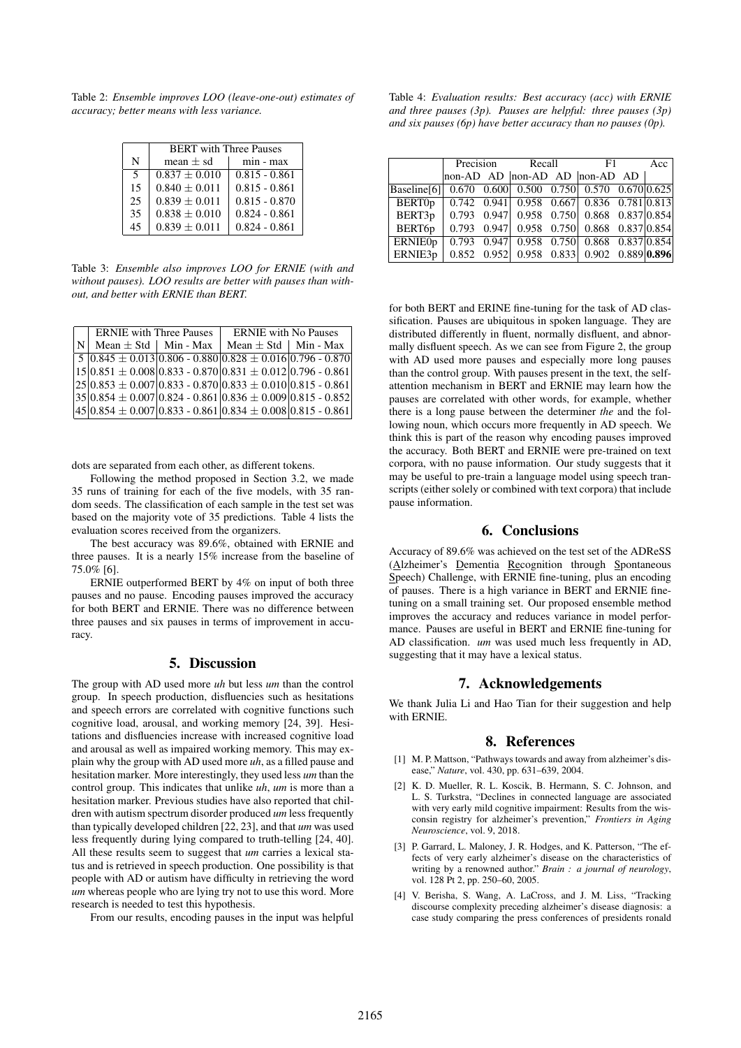Table 2: *Ensemble improves LOO (leave-one-out) estimates of accuracy; better means with less variance.*

| N | BERT with Three Pauses | |
|---|---|---|
| | mean ± sd | min - max |
| 5 | $0.837 \pm 0.010$ | 0.815 - 0.861 |
| 15 | $0.840 \pm 0.011$ | 0.815 - 0.861 |
| 25 | $0.839 \pm 0.011$ | 0.815 - 0.870 |
| 35 | $0.838 \pm 0.010$ | 0.824 - 0.861 |
| 45 | $0.839 \pm 0.011$ | 0.824 - 0.861 |

Table 3: *Ensemble also improves LOO for ERNIE (with and without pauses). LOO results are better with pauses than without, and better with ERNIE than BERT.*

| N | ERNIE with Three Pauses | | ERNIE with No Pauses | |
|---|---|---|---|---|
| | Mean ± Std | Min - Max | Mean ± Std | Min - Max |
| 5 | $0.845 \pm 0.013$ | 0.806 - 0.880 | $0.828 \pm 0.016$ | 0.796 - 0.870 |
| 15 | $0.851 \pm 0.008$ | 0.833 - 0.870 | $0.831 \pm 0.012$ | 0.796 - 0.861 |
| 25 | $0.853 \pm 0.007$ | 0.833 - 0.870 | $0.833 \pm 0.010$ | 0.815 - 0.861 |
| 35 | $0.854 \pm 0.007$ | 0.824 - 0.861 | $0.836 \pm 0.009$ | 0.815 - 0.852 |
| 45 | $0.854 \pm 0.007$ | 0.833 - 0.861 | $0.834 \pm 0.008$ | 0.815 - 0.861 |

dots are separated from each other, as different tokens.

Following the method proposed in Section 3.2, we made 35 runs of training for each of the five models, with 35 random seeds. The classification of each sample in the test set was based on the majority vote of 35 predictions. Table 4 lists the evaluation scores received from the organizers.

The best accuracy was 89.6%, obtained with ERNIE and three pauses. It is a nearly 15% increase from the baseline of 75.0% [6].

ERNIE outperformed BERT by 4% on input of both three pauses and no pause. Encoding pauses improved the accuracy for both BERT and ERNIE. There was no difference between three pauses and six pauses in terms of improvement in accuracy.

Table 4: *Evaluation results: Best accuracy (acc) with ERNIE and three pauses (3p). Pauses are helpful: three pauses (3p) and six pauses (6p) have better accuracy than no pauses (0p).*

| | Precision | | Recall | | F1 | | Acc |
|---|---|---|---|---|---|---|---|
| | non-AD | AD | non-AD | AD | non-AD | AD | |
| Baseline[6] | 0.670 | 0.600 | 0.500 | 0.750 | 0.570 | 0.670 | 0.625 |
| BERT0p | 0.742 | 0.941 | 0.958 | 0.667 | 0.836 | 0.781 | 0.813 |
| BERT3p | 0.793 | 0.947 | 0.958 | 0.750 | 0.868 | 0.837 | 0.854 |
| BERT6p | 0.793 | 0.947 | 0.958 | 0.750 | 0.868 | 0.837 | 0.854 |
| ERNIE0p | 0.793 | 0.947 | 0.958 | 0.750 | 0.868 | 0.837 | 0.854 |
| ERNIE3p | 0.852 | 0.952 | 0.958 | 0.833 | 0.902 | 0.889 | **0.896** |

## 5. Discussion

The group with AD used more *uh* but less *um* than the control group. In speech production, disfluencies such as hesitations and speech errors are correlated with cognitive functions such cognitive load, arousal, and working memory [24, 39]. Hesitations and disfluencies increase with increased cognitive load and arousal as well as impaired working memory. This may explain why the group with AD used more *uh*, as a filled pause and hesitation marker. More interestingly, they used less *um* than the control group. This indicates that unlike *uh*, *um* is more than a hesitation marker. Previous studies have also reported that children with autism spectrum disorder produced *um* less frequently than typically developed children [22, 23], and that *um* was used less frequently during lying compared to truth-telling [24, 40]. All these results seem to suggest that *um* carries a lexical status and is retrieved in speech production. One possibility is that people with AD or autism have difficulty in retrieving the word *um* whereas people who are lying try not to use this word. More research is needed to test this hypothesis.

From our results, encoding pauses in the input was helpful for both BERT and ERINE fine-tuning for the task of AD classification. Pauses are ubiquitous in spoken language. They are distributed differently in fluent, normally disfluent, and abnormally disfluent speech. As we can see from Figure 2, the group with AD used more pauses and especially more long pauses than the control group. With pauses present in the text, the self-attention mechanism in BERT and ERNIE may learn how the pauses are correlated with other words, for example, whether there is a long pause between the determiner *the* and the following noun, which occurs more frequently in AD speech. We think this is part of the reason why encoding pauses improved the accuracy. Both BERT and ERNIE were pre-trained on text corpora, with no pause information. Our study suggests that it may be useful to pre-train a language model using speech transcripts (either solely or combined with text corpora) that include pause information.

## 6. Conclusions

Accuracy of 89.6% was achieved on the test set of the ADReSS (Alzheimer's Dementia Recognition through Spontaneous Speech) Challenge, with ERNIE fine-tuning, plus an encoding of pauses. There is a high variance in BERT and ERNIE fine-tuning on a small training set. Our proposed ensemble method improves the accuracy and reduces variance in model performance. Pauses are useful in BERT and ERNIE fine-tuning for AD classification. *um* was used much less frequently in AD, suggesting that it may have a lexical status.

## 7. Acknowledgements

We thank Julia Li and Hao Tian for their suggestion and help with ERNIE.

## 8. References

- [1] M. P. Mattson, "Pathways towards and away from alzheimer's disease," *Nature*, vol. 430, pp. 631–639, 2004.
- [2] K. D. Mueller, R. L. Koscik, B. Hermann, S. C. Johnson, and L. S. Turkstra, "Declines in connected language are associated with very early mild cognitive impairment: Results from the wisconsin registry for alzheimer's prevention," *Frontiers in Aging Neuroscience*, vol. 9, 2018.
- [3] P. Garrard, L. Maloney, J. R. Hodges, and K. Patterson, "The effects of very early alzheimer's disease on the characteristics of writing by a renowned author." *Brain : a journal of neurology*, vol. 128 Pt 2, pp. 250–60, 2005.
- [4] V. Berisha, S. Wang, A. LaCross, and J. M. Liss, "Tracking discourse complexity preceding alzheimer's disease diagnosis: a case study comparing the press conferences of presidents ronald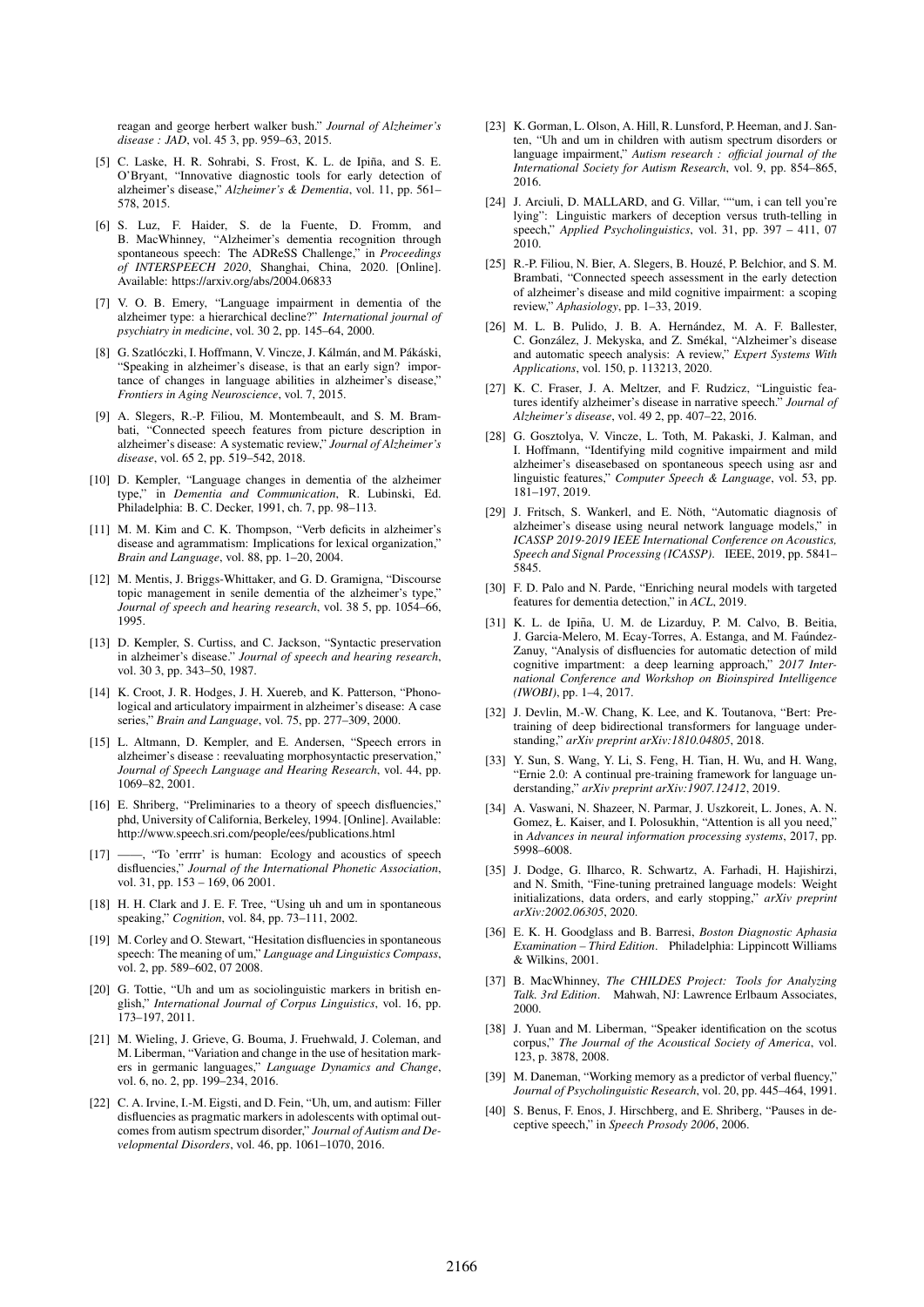reagan and george herbert walker bush." *Journal of Alzheimer's disease : JAD*, vol. 45 3, pp. 959–63, 2015.

[5] C. Laske, H. R. Sohrabi, S. Frost, K. L. de Ipiña, and S. E. O'Bryant, "Innovative diagnostic tools for early detection of alzheimer's disease," *Alzheimer's & Dementia*, vol. 11, pp. 561–578, 2015.

[6] S. Luz, F. Haider, S. de la Fuente, D. Fromm, and B. MacWhinney, "Alzheimer's dementia recognition through spontaneous speech: The ADReSS Challenge," in *Proceedings of INTERSPEECH 2020*, Shanghai, China, 2020. [Online]. Available: https://arxiv.org/abs/2004.06833

[7] V. O. B. Emery, "Language impairment in dementia of the alzheimer type: a hierarchical decline?" *International journal of psychiatry in medicine*, vol. 30 2, pp. 145–64, 2000.

[8] G. Szatlóczki, I. Hoffmann, V. Vincze, J. Kálmán, and M. Pákáski, "Speaking in alzheimer's disease, is that an early sign? importance of changes in language abilities in alzheimer's disease," *Frontiers in Aging Neuroscience*, vol. 7, 2015.

[9] A. Slegers, R.-P. Filiou, M. Montembeault, and S. M. Brambati, "Connected speech features from picture description in alzheimer's disease: A systematic review," *Journal of Alzheimer's disease*, vol. 65 2, pp. 519–542, 2018.

[10] D. Kempler, "Language changes in dementia of the alzheimer type," in *Dementia and Communication*, R. Lubinski, Ed. Philadelphia: B. C. Decker, 1991, ch. 7, pp. 98–113.

[11] M. M. Kim and C. K. Thompson, "Verb deficits in alzheimer's disease and agrammatism: Implications for lexical organization," *Brain and Language*, vol. 88, pp. 1–20, 2004.

[12] M. Mentis, J. Briggs-Whittaker, and G. D. Gramigna, "Discourse topic management in senile dementia of the alzheimer's type," *Journal of speech and hearing research*, vol. 38 5, pp. 1054–66, 1995.

[13] D. Kempler, S. Curtiss, and C. Jackson, "Syntactic preservation in alzheimer's disease." *Journal of speech and hearing research*, vol. 30 3, pp. 343–50, 1987.

[14] K. Croot, J. R. Hodges, J. H. Xuereb, and K. Patterson, "Phonological and articulatory impairment in alzheimer's disease: A case series," *Brain and Language*, vol. 75, pp. 277–309, 2000.

[15] L. Altmann, D. Kempler, and E. Andersen, "Speech errors in alzheimer's disease : reevaluating morphosyntactic preservation," *Journal of Speech Language and Hearing Research*, vol. 44, pp. 1069–82, 2001.

[16] E. Shriberg, "Preliminaries to a theory of speech disfluencies," phd, University of California, Berkeley, 1994. [Online]. Available: http://www.speech.sri.com/people/ees/publications.html

[17] ——, "To 'errrr' is human: Ecology and acoustics of speech disfluencies," *Journal of the International Phonetic Association*, vol. 31, pp. 153 – 169, 06 2001.

[18] H. H. Clark and J. E. F. Tree, "Using uh and um in spontaneous speaking," *Cognition*, vol. 84, pp. 73–111, 2002.

[19] M. Corley and O. Stewart, "Hesitation disfluencies in spontaneous speech: The meaning of um," *Language and Linguistics Compass*, vol. 2, pp. 589–602, 07 2008.

[20] G. Tottie, "Uh and um as sociolinguistic markers in british english," *International Journal of Corpus Linguistics*, vol. 16, pp. 173–197, 2011.

[21] M. Wieling, J. Grieve, G. Bouma, J. Fruehwald, J. Coleman, and M. Liberman, "Variation and change in the use of hesitation markers in germanic languages," *Language Dynamics and Change*, vol. 6, no. 2, pp. 199–234, 2016.

[22] C. A. Irvine, I.-M. Eigsti, and D. Fein, "Uh, um, and autism: Filler disfluencies as pragmatic markers in adolescents with optimal outcomes from autism spectrum disorder," *Journal of Autism and Developmental Disorders*, vol. 46, pp. 1061–1070, 2016.

[23] K. Gorman, L. Olson, A. Hill, R. Lunsford, P. Heeman, and J. Santen, "Uh and um in children with autism spectrum disorders or language impairment," *Autism research : official journal of the International Society for Autism Research*, vol. 9, pp. 854–865, 2016.

[24] J. Arciuli, D. MALLARD, and G. Villar, ""um, i can tell you're lying": Linguistic markers of deception versus truth-telling in speech," *Applied Psycholinguistics*, vol. 31, pp. 397 – 411, 07 2010.

[25] R.-P. Filiou, N. Bier, A. Slegers, B. Houzé, P. Belchior, and S. M. Brambati, "Connected speech assessment in the early detection of alzheimer's disease and mild cognitive impairment: a scoping review," *Aphasiology*, pp. 1–33, 2019.

[26] M. L. B. Pulido, J. B. A. Hernández, M. A. F. Ballester, C. González, J. Mekyska, and Z. Smékal, "Alzheimer's disease and automatic speech analysis: A review," *Expert Systems With Applications*, vol. 150, p. 113213, 2020.

[27] K. C. Fraser, J. A. Meltzer, and F. Rudzicz, "Linguistic features identify alzheimer's disease in narrative speech." *Journal of Alzheimer's disease*, vol. 49 2, pp. 407–22, 2016.

[28] G. Gosztolya, V. Vincze, L. Toth, M. Pakaski, J. Kalman, and I. Hoffmann, "Identifying mild cognitive impairment and mild alzheimer's diseasebased on spontaneous speech using asr and linguistic features," *Computer Speech & Language*, vol. 53, pp. 181–197, 2019.

[29] J. Fritsch, S. Wankerl, and E. Nöth, "Automatic diagnosis of alzheimer's disease using neural network language models," in *ICASSP 2019-2019 IEEE International Conference on Acoustics, Speech and Signal Processing (ICASSP)*. IEEE, 2019, pp. 5841–5845.

[30] F. D. Palo and N. Parde, "Enriching neural models with targeted features for dementia detection," in *ACL*, 2019.

[31] K. L. de Ipiña, U. M. de Lizarduy, P. M. Calvo, B. Beitia, J. Garcia-Melero, M. Ecay-Torres, A. Estanga, and M. Faúndez-Zanuy, "Analysis of disfluencies for automatic detection of mild cognitive impartment: a deep learning approach," *2017 International Conference and Workshop on Bioinspired Intelligence (IWOBI)*, pp. 1–4, 2017.

[32] J. Devlin, M.-W. Chang, K. Lee, and K. Toutanova, "Bert: Pre-training of deep bidirectional transformers for language understanding," *arXiv preprint arXiv:1810.04805*, 2018.

[33] Y. Sun, S. Wang, Y. Li, S. Feng, H. Tian, H. Wu, and H. Wang, "Ernie 2.0: A continual pre-training framework for language understanding," *arXiv preprint arXiv:1907.12412*, 2019.

[34] A. Vaswani, N. Shazeer, N. Parmar, J. Uszkoreit, L. Jones, A. N. Gomez, Ł. Kaiser, and I. Polosukhin, "Attention is all you need," in *Advances in neural information processing systems*, 2017, pp. 5998–6008.

[35] J. Dodge, G. Ilharco, R. Schwartz, A. Farhadi, H. Hajishirzi, and N. Smith, "Fine-tuning pretrained language models: Weight initializations, data orders, and early stopping," *arXiv preprint arXiv:2002.06305*, 2020.

[36] E. K. H. Goodglass and B. Barresi, *Boston Diagnostic Aphasia Examination – Third Edition*. Philadelphia: Lippincott Williams & Wilkins, 2001.

[37] B. MacWhinney, *The CHILDES Project: Tools for Analyzing Talk. 3rd Edition*. Mahwah, NJ: Lawrence Erlbaum Associates, 2000.

[38] J. Yuan and M. Liberman, "Speaker identification on the scotus corpus," *The Journal of the Acoustical Society of America*, vol. 123, p. 3878, 2008.

[39] M. Daneman, "Working memory as a predictor of verbal fluency," *Journal of Psycholinguistic Research*, vol. 20, pp. 445–464, 1991.

[40] S. Benus, F. Enos, J. Hirschberg, and E. Shriberg, "Pauses in deceptive speech," in *Speech Prosody 2006*, 2006.